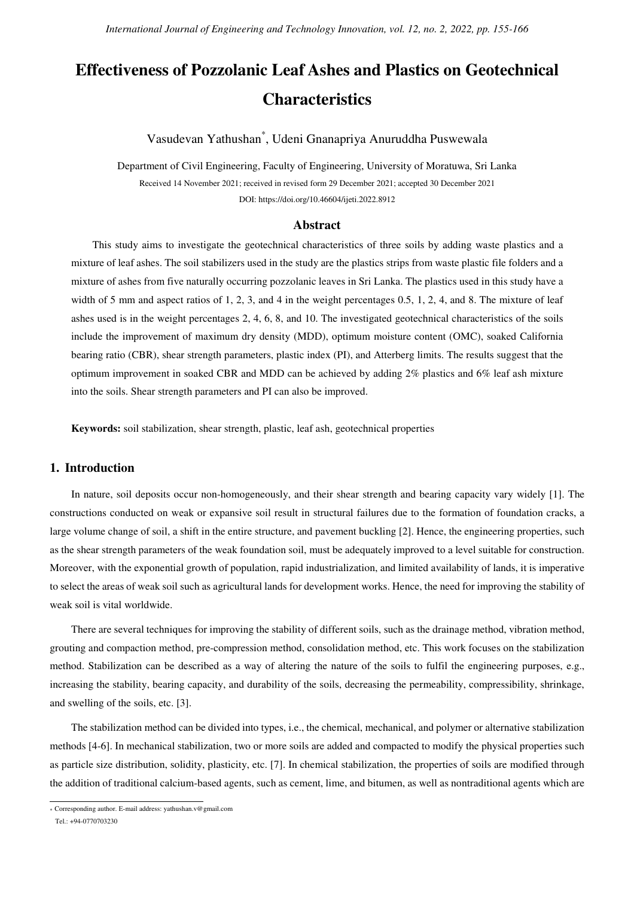# Effectiveness of Pozzolanic Leaf Ashes and Plastics on Geotechnical Characteristics

Vasudevan Yathushan[*], Udeni Gnanapriya Anuruddha Puswewala

Department of Civil Engineering, Faculty of Engineering, University of Moratuwa, Sri Lanka

Received 14 November 2021; received in revised form 29 December 2021; accepted 30 December 2021

DOI: https://doi.org/10.46604/ijeti.2022.8912

## Abstract

This study aims to investigate the geotechnical characteristics of three soils by adding waste plastics and a mixture of leaf ashes. The soil stabilizers used in the study are the plastics strips from waste plastic file folders and a mixture of ashes from five naturally occurring pozzolanic leaves in Sri Lanka. The plastics used in this study have a width of 5 mm and aspect ratios of 1, 2, 3, and 4 in the weight percentages 0.5, 1, 2, 4, and 8. The mixture of leaf ashes used is in the weight percentages 2, 4, 6, 8, and 10. The investigated geotechnical characteristics of the soils include the improvement of maximum dry density (MDD), optimum moisture content (OMC), soaked California bearing ratio (CBR), shear strength parameters, plastic index (PI), and Atterberg limits. The results suggest that the optimum improvement in soaked CBR and MDD can be achieved by adding 2% plastics and 6% leaf ash mixture into the soils. Shear strength parameters and PI can also be improved.

**Keywords:** soil stabilization, shear strength, plastic, leaf ash, geotechnical properties

## 1. Introduction

In nature, soil deposits occur non-homogeneously, and their shear strength and bearing capacity vary widely [1]. The constructions conducted on weak or expansive soil result in structural failures due to the formation of foundation cracks, a large volume change of soil, a shift in the entire structure, and pavement buckling [2]. Hence, the engineering properties, such as the shear strength parameters of the weak foundation soil, must be adequately improved to a level suitable for construction. Moreover, with the exponential growth of population, rapid industrialization, and limited availability of lands, it is imperative to select the areas of weak soil such as agricultural lands for development works. Hence, the need for improving the stability of weak soil is vital worldwide.

There are several techniques for improving the stability of different soils, such as the drainage method, vibration method, grouting and compaction method, pre-compression method, consolidation method, etc. This work focuses on the stabilization method. Stabilization can be described as a way of altering the nature of the soils to fulfil the engineering purposes, e.g., increasing the stability, bearing capacity, and durability of the soils, decreasing the permeability, compressibility, shrinkage, and swelling of the soils, etc. [3].

The stabilization method can be divided into types, i.e., the chemical, mechanical, and polymer or alternative stabilization methods [4-6]. In mechanical stabilization, two or more soils are added and compacted to modify the physical properties such as particle size distribution, solidity, plasticity, etc. [7]. In chemical stabilization, the properties of soils are modified through the addition of traditional calcium-based agents, such as cement, lime, and bitumen, as well as nontraditional agents which are

[*] Corresponding author. E-mail address: yathushan.v@gmail.com
Tel.: +94-0770703230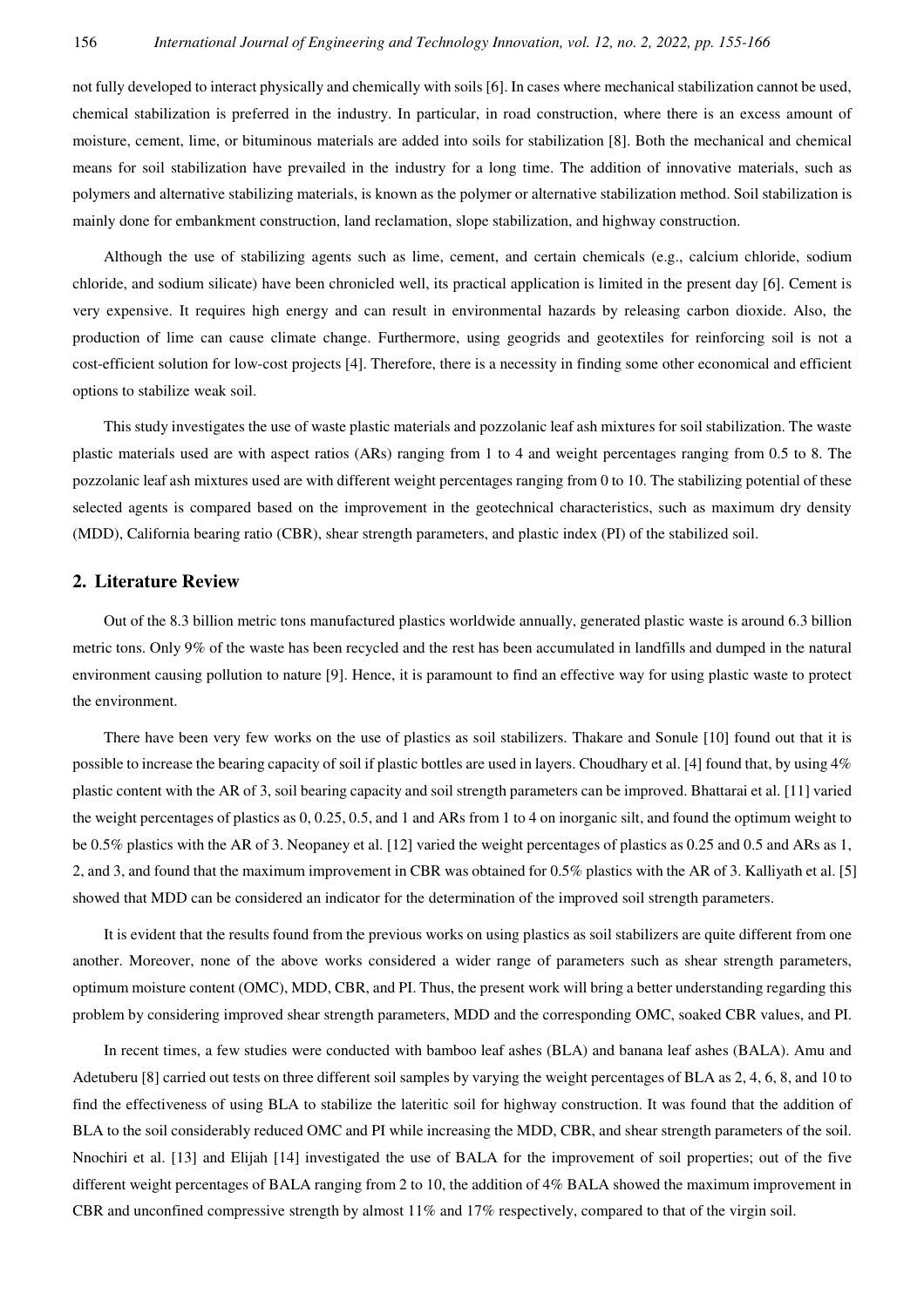not fully developed to interact physically and chemically with soils [6]. In cases where mechanical stabilization cannot be used, chemical stabilization is preferred in the industry. In particular, in road construction, where there is an excess amount of moisture, cement, lime, or bituminous materials are added into soils for stabilization [8]. Both the mechanical and chemical means for soil stabilization have prevailed in the industry for a long time. The addition of innovative materials, such as polymers and alternative stabilizing materials, is known as the polymer or alternative stabilization method. Soil stabilization is mainly done for embankment construction, land reclamation, slope stabilization, and highway construction.

Although the use of stabilizing agents such as lime, cement, and certain chemicals (e.g., calcium chloride, sodium chloride, and sodium silicate) have been chronicled well, its practical application is limited in the present day [6]. Cement is very expensive. It requires high energy and can result in environmental hazards by releasing carbon dioxide. Also, the production of lime can cause climate change. Furthermore, using geogrids and geotextiles for reinforcing soil is not a cost-efficient solution for low-cost projects [4]. Therefore, there is a necessity in finding some other economical and efficient options to stabilize weak soil.

This study investigates the use of waste plastic materials and pozzolanic leaf ash mixtures for soil stabilization. The waste plastic materials used are with aspect ratios (ARs) ranging from 1 to 4 and weight percentages ranging from 0.5 to 8. The pozzolanic leaf ash mixtures used are with different weight percentages ranging from 0 to 10. The stabilizing potential of these selected agents is compared based on the improvement in the geotechnical characteristics, such as maximum dry density (MDD), California bearing ratio (CBR), shear strength parameters, and plastic index (PI) of the stabilized soil.

## 2. Literature Review

Out of the 8.3 billion metric tons manufactured plastics worldwide annually, generated plastic waste is around 6.3 billion metric tons. Only 9% of the waste has been recycled and the rest has been accumulated in landfills and dumped in the natural environment causing pollution to nature [9]. Hence, it is paramount to find an effective way for using plastic waste to protect the environment.

There have been very few works on the use of plastics as soil stabilizers. Thakare and Sonule [10] found out that it is possible to increase the bearing capacity of soil if plastic bottles are used in layers. Choudhary et al. [4] found that, by using 4% plastic content with the AR of 3, soil bearing capacity and soil strength parameters can be improved. Bhattarai et al. [11] varied the weight percentages of plastics as 0, 0.25, 0.5, and 1 and ARs from 1 to 4 on inorganic silt, and found the optimum weight to be 0.5% plastics with the AR of 3. Neopaney et al. [12] varied the weight percentages of plastics as 0.25 and 0.5 and ARs as 1, 2, and 3, and found that the maximum improvement in CBR was obtained for 0.5% plastics with the AR of 3. Kalliyath et al. [5] showed that MDD can be considered an indicator for the determination of the improved soil strength parameters.

It is evident that the results found from the previous works on using plastics as soil stabilizers are quite different from one another. Moreover, none of the above works considered a wider range of parameters such as shear strength parameters, optimum moisture content (OMC), MDD, CBR, and PI. Thus, the present work will bring a better understanding regarding this problem by considering improved shear strength parameters, MDD and the corresponding OMC, soaked CBR values, and PI.

In recent times, a few studies were conducted with bamboo leaf ashes (BLA) and banana leaf ashes (BALA). Amu and Adetuberu [8] carried out tests on three different soil samples by varying the weight percentages of BLA as 2, 4, 6, 8, and 10 to find the effectiveness of using BLA to stabilize the lateritic soil for highway construction. It was found that the addition of BLA to the soil considerably reduced OMC and PI while increasing the MDD, CBR, and shear strength parameters of the soil. Nnochiri et al. [13] and Elijah [14] investigated the use of BALA for the improvement of soil properties; out of the five different weight percentages of BALA ranging from 2 to 10, the addition of 4% BALA showed the maximum improvement in CBR and unconfined compressive strength by almost 11% and 17% respectively, compared to that of the virgin soil.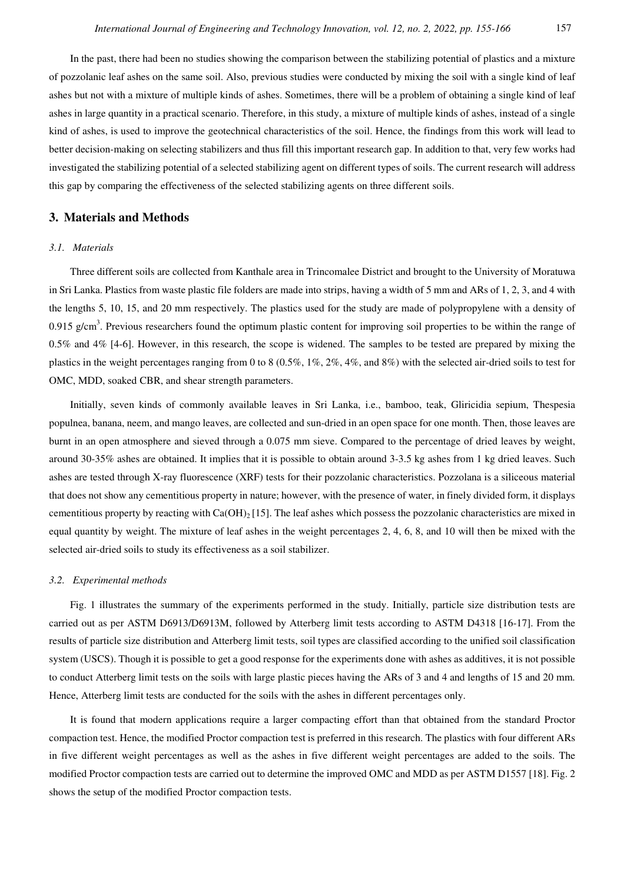In the past, there had been no studies showing the comparison between the stabilizing potential of plastics and a mixture of pozzolanic leaf ashes on the same soil. Also, previous studies were conducted by mixing the soil with a single kind of leaf ashes but not with a mixture of multiple kinds of ashes. Sometimes, there will be a problem of obtaining a single kind of leaf ashes in large quantity in a practical scenario. Therefore, in this study, a mixture of multiple kinds of ashes, instead of a single kind of ashes, is used to improve the geotechnical characteristics of the soil. Hence, the findings from this work will lead to better decision-making on selecting stabilizers and thus fill this important research gap. In addition to that, very few works had investigated the stabilizing potential of a selected stabilizing agent on different types of soils. The current research will address this gap by comparing the effectiveness of the selected stabilizing agents on three different soils.

## 3. Materials and Methods

### 3.1. Materials

Three different soils are collected from Kanthale area in Trincomalee District and brought to the University of Moratuwa in Sri Lanka. Plastics from waste plastic file folders are made into strips, having a width of 5 mm and ARs of 1, 2, 3, and 4 with the lengths 5, 10, 15, and 20 mm respectively. The plastics used for the study are made of polypropylene with a density of 0.915 g/cm$^3$. Previous researchers found the optimum plastic content for improving soil properties to be within the range of 0.5% and 4% [4-6]. However, in this research, the scope is widened. The samples to be tested are prepared by mixing the plastics in the weight percentages ranging from 0 to 8 (0.5%, 1%, 2%, 4%, and 8%) with the selected air-dried soils to test for OMC, MDD, soaked CBR, and shear strength parameters.

Initially, seven kinds of commonly available leaves in Sri Lanka, i.e., bamboo, teak, Gliricidia sepium, Thespesia populnea, banana, neem, and mango leaves, are collected and sun-dried in an open space for one month. Then, those leaves are burnt in an open atmosphere and sieved through a 0.075 mm sieve. Compared to the percentage of dried leaves by weight, around 30-35% ashes are obtained. It implies that it is possible to obtain around 3-3.5 kg ashes from 1 kg dried leaves. Such ashes are tested through X-ray fluorescence (XRF) tests for their pozzolanic characteristics. Pozzolana is a siliceous material that does not show any cementitious property in nature; however, with the presence of water, in finely divided form, it displays cementitious property by reacting with $Ca(OH)_2$ [15]. The leaf ashes which possess the pozzolanic characteristics are mixed in equal quantity by weight. The mixture of leaf ashes in the weight percentages 2, 4, 6, 8, and 10 will then be mixed with the selected air-dried soils to study its effectiveness as a soil stabilizer.

### 3.2. Experimental methods

Fig. 1 illustrates the summary of the experiments performed in the study. Initially, particle size distribution tests are carried out as per ASTM D6913/D6913M, followed by Atterberg limit tests according to ASTM D4318 [16-17]. From the results of particle size distribution and Atterberg limit tests, soil types are classified according to the unified soil classification system (USCS). Though it is possible to get a good response for the experiments done with ashes as additives, it is not possible to conduct Atterberg limit tests on the soils with large plastic pieces having the ARs of 3 and 4 and lengths of 15 and 20 mm. Hence, Atterberg limit tests are conducted for the soils with the ashes in different percentages only.

It is found that modern applications require a larger compacting effort than that obtained from the standard Proctor compaction test. Hence, the modified Proctor compaction test is preferred in this research. The plastics with four different ARs in five different weight percentages as well as the ashes in five different weight percentages are added to the soils. The modified Proctor compaction tests are carried out to determine the improved OMC and MDD as per ASTM D1557 [18]. Fig. 2 shows the setup of the modified Proctor compaction tests.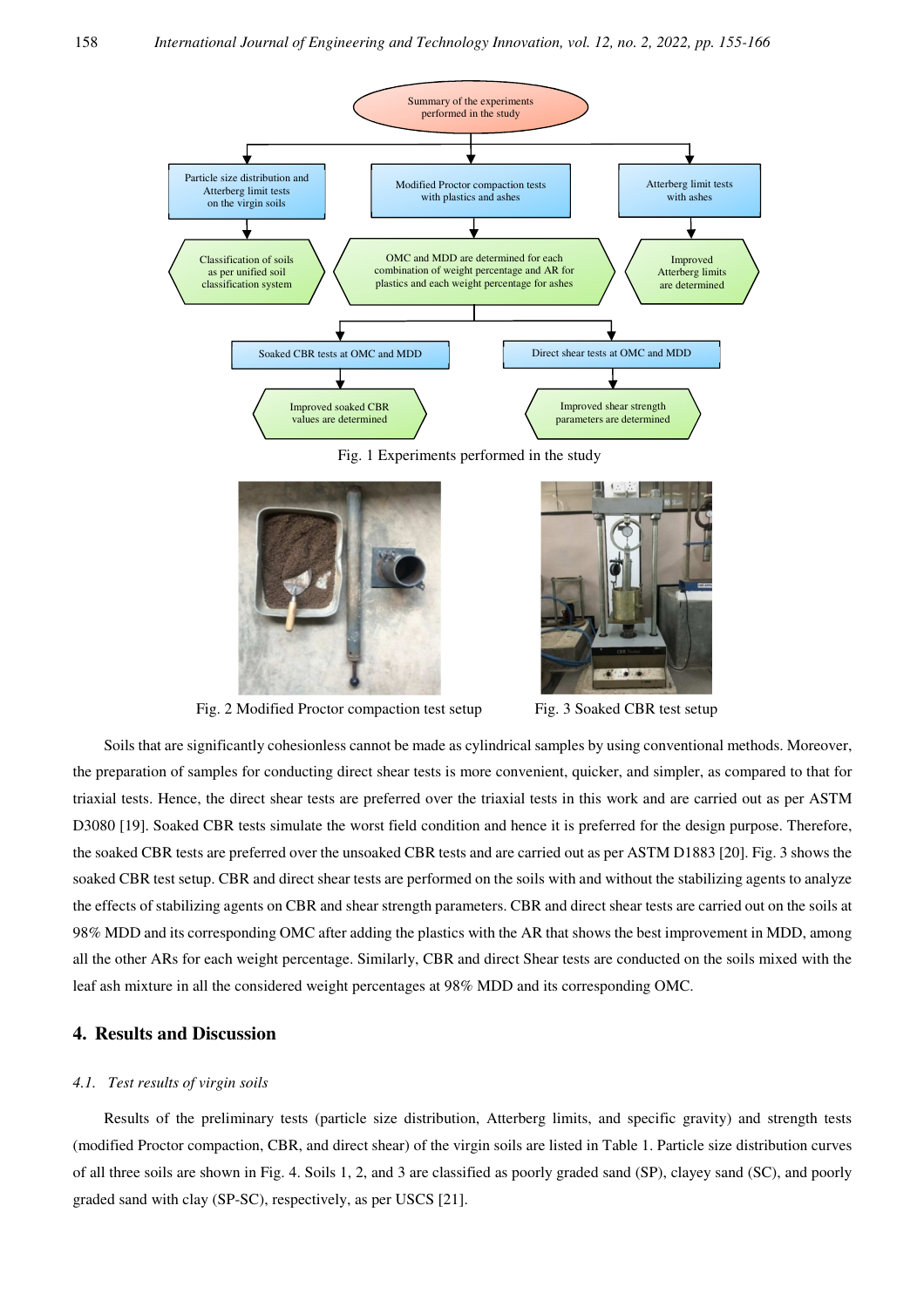Fig. 1 Experiments performed in the study

Fig. 2 Modified Proctor compaction test setup

Fig. 3 Soaked CBR test setup

Soils that are significantly cohesionless cannot be made as cylindrical samples by using conventional methods. Moreover, the preparation of samples for conducting direct shear tests is more convenient, quicker, and simpler, as compared to that for triaxial tests. Hence, the direct shear tests are preferred over the triaxial tests in this work and are carried out as per ASTM D3080 [19]. Soaked CBR tests simulate the worst field condition and hence it is preferred for the design purpose. Therefore, the soaked CBR tests are preferred over the unsoaked CBR tests and are carried out as per ASTM D1883 [20]. Fig. 3 shows the soaked CBR test setup. CBR and direct shear tests are performed on the soils with and without the stabilizing agents to analyze the effects of stabilizing agents on CBR and shear strength parameters. CBR and direct shear tests are carried out on the soils at 98% MDD and its corresponding OMC after adding the plastics with the AR that shows the best improvement in MDD, among all the other ARs for each weight percentage. Similarly, CBR and direct Shear tests are conducted on the soils mixed with the leaf ash mixture in all the considered weight percentages at 98% MDD and its corresponding OMC.

## 4. Results and Discussion

### *4.1. Test results of virgin soils*

Results of the preliminary tests (particle size distribution, Atterberg limits, and specific gravity) and strength tests (modified Proctor compaction, CBR, and direct shear) of the virgin soils are listed in Table 1. Particle size distribution curves of all three soils are shown in Fig. 4. Soils 1, 2, and 3 are classified as poorly graded sand (SP), clayey sand (SC), and poorly graded sand with clay (SP-SC), respectively, as per USCS [21].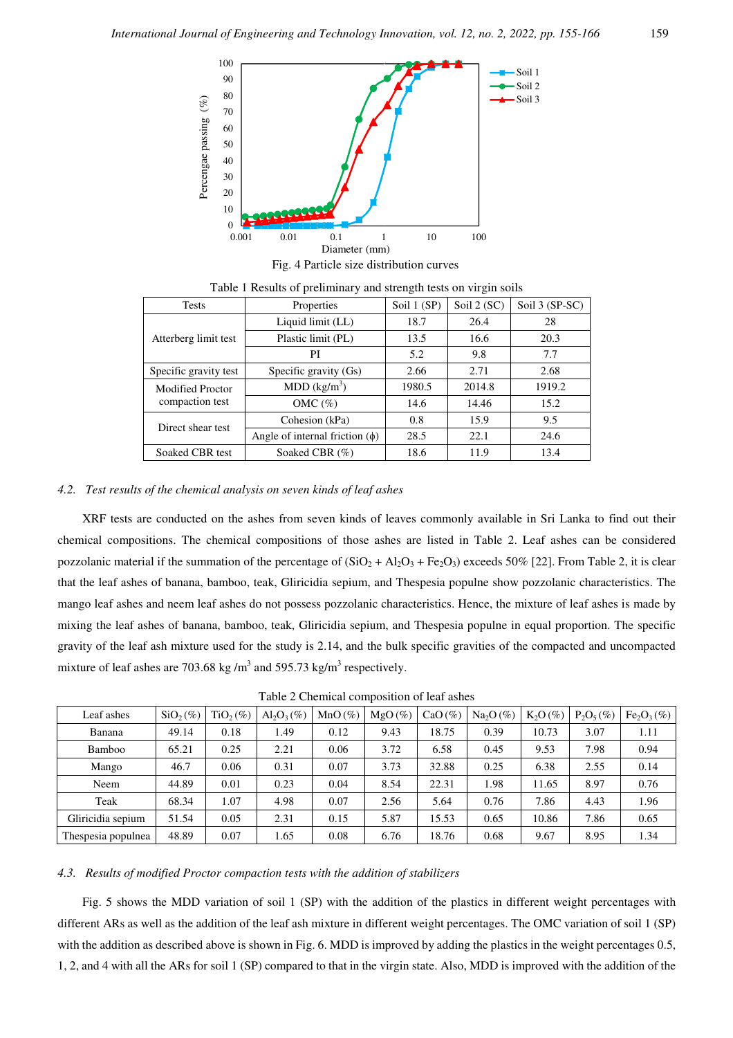Fig. 4 Particle size distribution curves

Table 1 Results of preliminary and strength tests on virgin soils

| Tests | Properties | Soil 1 (SP) | Soil 2 (SC) | Soil 3 (SP-SC) |
|---|---|---|---|---|
| Atterberg limit test | Liquid limit (LL) | 18.7 | 26.4 | 28 |
| | Plastic limit (PL) | 13.5 | 16.6 | 20.3 |
| | PI | 5.2 | 9.8 | 7.7 |
| Specific gravity test | Specific gravity (Gs) | 2.66 | 2.71 | 2.68 |
| Modified Proctor compaction test | MDD ($kg/m^3$) | 1980.5 | 2014.8 | 1919.2 |
| | OMC (%) | 14.6 | 14.46 | 15.2 |
| Direct shear test | Cohesion (kPa) | 0.8 | 15.9 | 9.5 |
| | Angle of internal friction ($\phi$) | 28.5 | 22.1 | 24.6 |
| Soaked CBR test | Soaked CBR (%) | 18.6 | 11.9 | 13.4 |

### *4.2. Test results of the chemical analysis on seven kinds of leaf ashes*

XRF tests are conducted on the ashes from seven kinds of leaves commonly available in Sri Lanka to find out their chemical compositions. The chemical compositions of those ashes are listed in Table 2. Leaf ashes can be considered pozzolanic material if the summation of the percentage of ($SiO_2$ + $Al_2O_3$ + $Fe_2O_3$) exceeds 50% [22]. From Table 2, it is clear that the leaf ashes of banana, bamboo, teak, Gliricidia sepium, and Thespesia populne show pozzolanic characteristics. The mango leaf ashes and neem leaf ashes do not possess pozzolanic characteristics. Hence, the mixture of leaf ashes is made by mixing the leaf ashes of banana, bamboo, teak, Gliricidia sepium, and Thespesia populne in equal proportion. The specific gravity of the leaf ash mixture used for the study is 2.14, and the bulk specific gravities of the compacted and uncompacted mixture of leaf ashes are 703.68 kg /$m^3$ and 595.73 kg/$m^3$ respectively.

Table 2 Chemical composition of leaf ashes

| Leaf ashes | $SiO_2$ (%) | $TiO_2$ (%) | $Al_2O_3$ (%) | MnO (%) | MgO (%) | CaO (%) | $Na_2O$ (%) | $K_2O$ (%) | $P_2O_5$ (%) | $Fe_2O_3$ (%) |
|---|---|---|---|---|---|---|---|---|---|---|
| Banana | 49.14 | 0.18 | 1.49 | 0.12 | 9.43 | 18.75 | 0.39 | 10.73 | 3.07 | 1.11 |
| Bamboo | 65.21 | 0.25 | 2.21 | 0.06 | 3.72 | 6.58 | 0.45 | 9.53 | 7.98 | 0.94 |
| Mango | 46.7 | 0.06 | 0.31 | 0.07 | 3.73 | 32.88 | 0.25 | 6.38 | 2.55 | 0.14 |
| Neem | 44.89 | 0.01 | 0.23 | 0.04 | 8.54 | 22.31 | 1.98 | 11.65 | 8.97 | 0.76 |
| Teak | 68.34 | 1.07 | 4.98 | 0.07 | 2.56 | 5.64 | 0.76 | 7.86 | 4.43 | 1.96 |
| Gliricidia sepium | 51.54 | 0.05 | 2.31 | 0.15 | 5.87 | 15.53 | 0.65 | 10.86 | 7.86 | 0.65 |
| Thespesia populnea | 48.89 | 0.07 | 1.65 | 0.08 | 6.76 | 18.76 | 0.68 | 9.67 | 8.95 | 1.34 |

### *4.3. Results of modified Proctor compaction tests with the addition of stabilizers*

Fig. 5 shows the MDD variation of soil 1 (SP) with the addition of the plastics in different weight percentages with different ARs as well as the addition of the leaf ash mixture in different weight percentages. The OMC variation of soil 1 (SP) with the addition as described above is shown in Fig. 6. MDD is improved by adding the plastics in the weight percentages 0.5, 1, 2, and 4 with all the ARs for soil 1 (SP) compared to that in the virgin state. Also, MDD is improved with the addition of the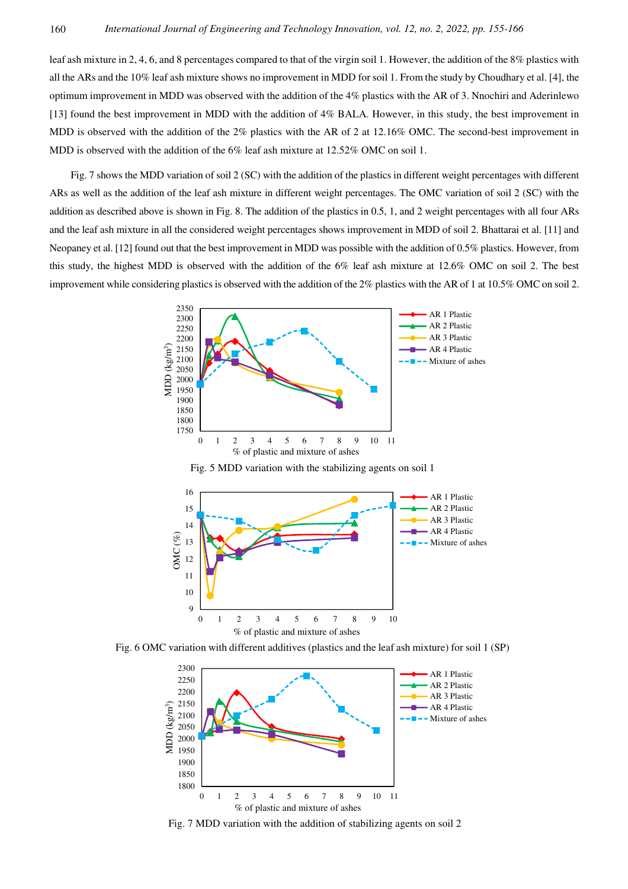leaf ash mixture in 2, 4, 6, and 8 percentages compared to that of the virgin soil 1. However, the addition of the 8% plastics with all the ARs and the 10% leaf ash mixture shows no improvement in MDD for soil 1. From the study by Choudhary et al. [4], the optimum improvement in MDD was observed with the addition of the 4% plastics with the AR of 3. Nnochiri and Aderinlewo [13] found the best improvement in MDD with the addition of 4% BALA. However, in this study, the best improvement in MDD is observed with the addition of the 2% plastics with the AR of 2 at 12.16% OMC. The second-best improvement in MDD is observed with the addition of the 6% leaf ash mixture at 12.52% OMC on soil 1.

Fig. 7 shows the MDD variation of soil 2 (SC) with the addition of the plastics in different weight percentages with different ARs as well as the addition of the leaf ash mixture in different weight percentages. The OMC variation of soil 2 (SC) with the addition as described above is shown in Fig. 8. The addition of the plastics in 0.5, 1, and 2 weight percentages with all four ARs and the leaf ash mixture in all the considered weight percentages shows improvement in MDD of soil 2. Bhattarai et al. [11] and Neopaney et al. [12] found out that the best improvement in MDD was possible with the addition of 0.5% plastics. However, from this study, the highest MDD is observed with the addition of the 6% leaf ash mixture at 12.6% OMC on soil 2. The best improvement while considering plastics is observed with the addition of the 2% plastics with the AR of 1 at 10.5% OMC on soil 2.

Fig. 5 MDD variation with the stabilizing agents on soil 1

Fig. 6 OMC variation with different additives (plastics and the leaf ash mixture) for soil 1 (SP)

Fig. 7 MDD variation with the addition of stabilizing agents on soil 2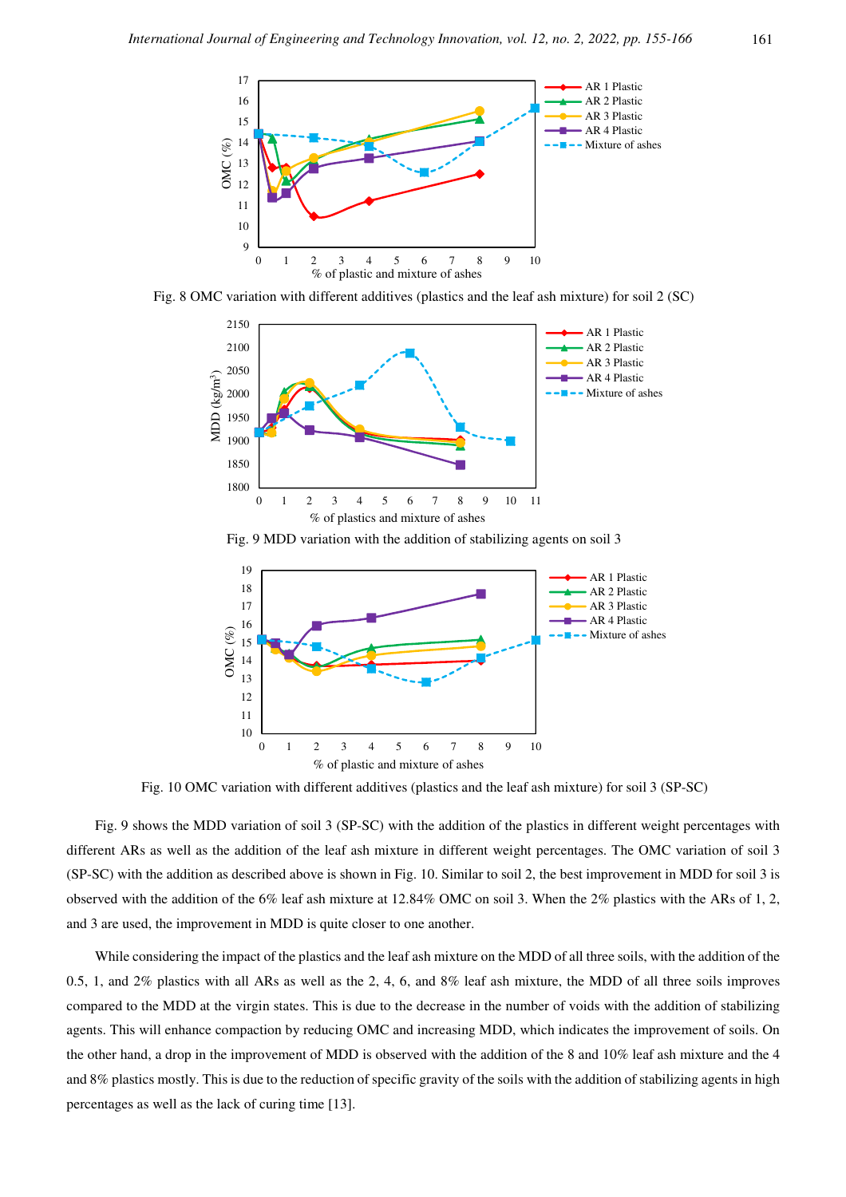Fig. 8 OMC variation with different additives (plastics and the leaf ash mixture) for soil 2 (SC)

Fig. 9 MDD variation with the addition of stabilizing agents on soil 3

Fig. 10 OMC variation with different additives (plastics and the leaf ash mixture) for soil 3 (SP-SC)

Fig. 9 shows the MDD variation of soil 3 (SP-SC) with the addition of the plastics in different weight percentages with different ARs as well as the addition of the leaf ash mixture in different weight percentages. The OMC variation of soil 3 (SP-SC) with the addition as described above is shown in Fig. 10. Similar to soil 2, the best improvement in MDD for soil 3 is observed with the addition of the 6% leaf ash mixture at 12.84% OMC on soil 3. When the 2% plastics with the ARs of 1, 2, and 3 are used, the improvement in MDD is quite closer to one another.

While considering the impact of the plastics and the leaf ash mixture on the MDD of all three soils, with the addition of the 0.5, 1, and 2% plastics with all ARs as well as the 2, 4, 6, and 8% leaf ash mixture, the MDD of all three soils improves compared to the MDD at the virgin states. This is due to the decrease in the number of voids with the addition of stabilizing agents. This will enhance compaction by reducing OMC and increasing MDD, which indicates the improvement of soils. On the other hand, a drop in the improvement of MDD is observed with the addition of the 8 and 10% leaf ash mixture and the 4 and 8% plastics mostly. This is due to the reduction of specific gravity of the soils with the addition of stabilizing agents in high percentages as well as the lack of curing time [13].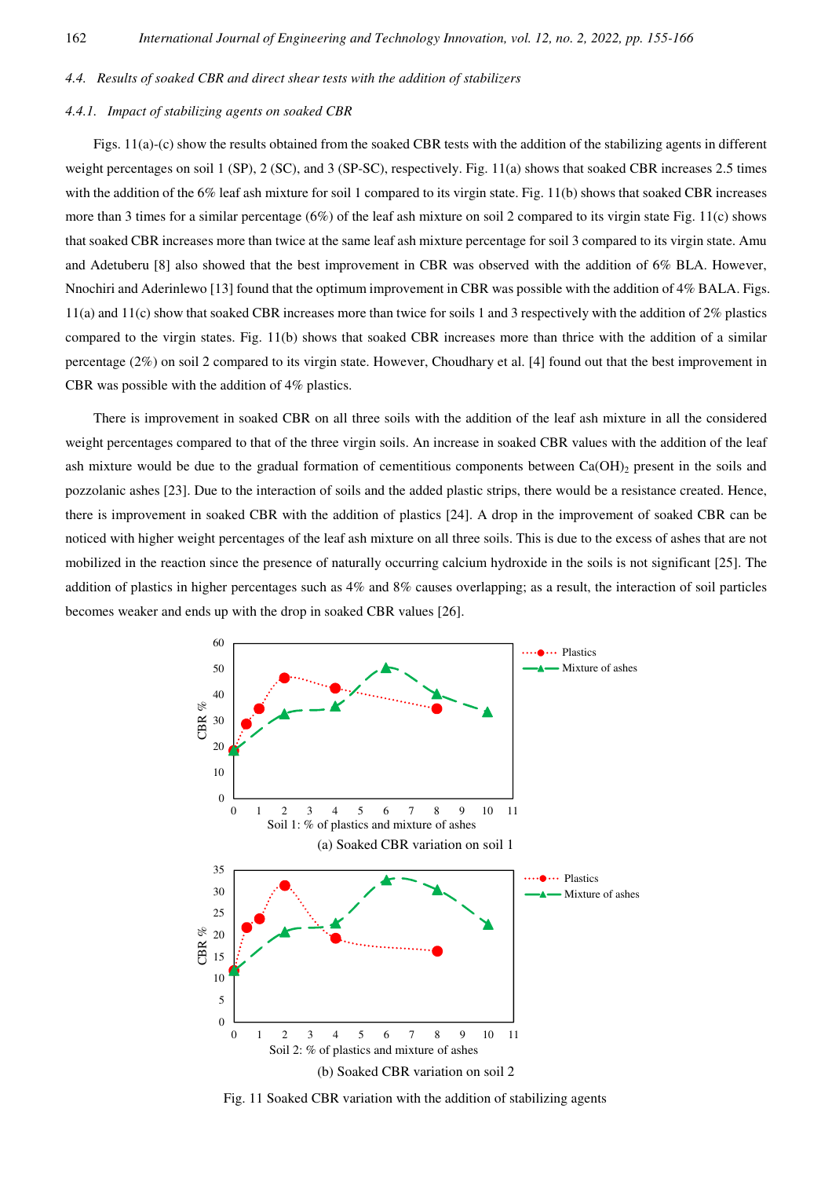### 4.4. Results of soaked CBR and direct shear tests with the addition of stabilizers

#### 4.4.1. Impact of stabilizing agents on soaked CBR

Figs. 11(a)-(c) show the results obtained from the soaked CBR tests with the addition of the stabilizing agents in different weight percentages on soil 1 (SP), 2 (SC), and 3 (SP-SC), respectively. Fig. 11(a) shows that soaked CBR increases 2.5 times with the addition of the 6% leaf ash mixture for soil 1 compared to its virgin state. Fig. 11(b) shows that soaked CBR increases more than 3 times for a similar percentage (6%) of the leaf ash mixture on soil 2 compared to its virgin state Fig. 11(c) shows that soaked CBR increases more than twice at the same leaf ash mixture percentage for soil 3 compared to its virgin state. Amu and Adetuberu [8] also showed that the best improvement in CBR was observed with the addition of 6% BLA. However, Nnochiri and Aderinlewo [13] found that the optimum improvement in CBR was possible with the addition of 4% BALA. Figs. 11(a) and 11(c) show that soaked CBR increases more than twice for soils 1 and 3 respectively with the addition of 2% plastics compared to the virgin states. Fig. 11(b) shows that soaked CBR increases more than thrice with the addition of a similar percentage (2%) on soil 2 compared to its virgin state. However, Choudhary et al. [4] found out that the best improvement in CBR was possible with the addition of 4% plastics.

There is improvement in soaked CBR on all three soils with the addition of the leaf ash mixture in all the considered weight percentages compared to that of the three virgin soils. An increase in soaked CBR values with the addition of the leaf ash mixture would be due to the gradual formation of cementitious components between $Ca(OH)_2$ present in the soils and pozzolanic ashes [23]. Due to the interaction of soils and the added plastic strips, there would be a resistance created. Hence, there is improvement in soaked CBR with the addition of plastics [24]. A drop in the improvement of soaked CBR can be noticed with higher weight percentages of the leaf ash mixture on all three soils. This is due to the excess of ashes that are not mobilized in the reaction since the presence of naturally occurring calcium hydroxide in the soils is not significant [25]. The addition of plastics in higher percentages such as 4% and 8% causes overlapping; as a result, the interaction of soil particles becomes weaker and ends up with the drop in soaked CBR values [26].

(a) Soaked CBR variation on soil 1

(b) Soaked CBR variation on soil 2

Fig. 11 Soaked CBR variation with the addition of stabilizing agents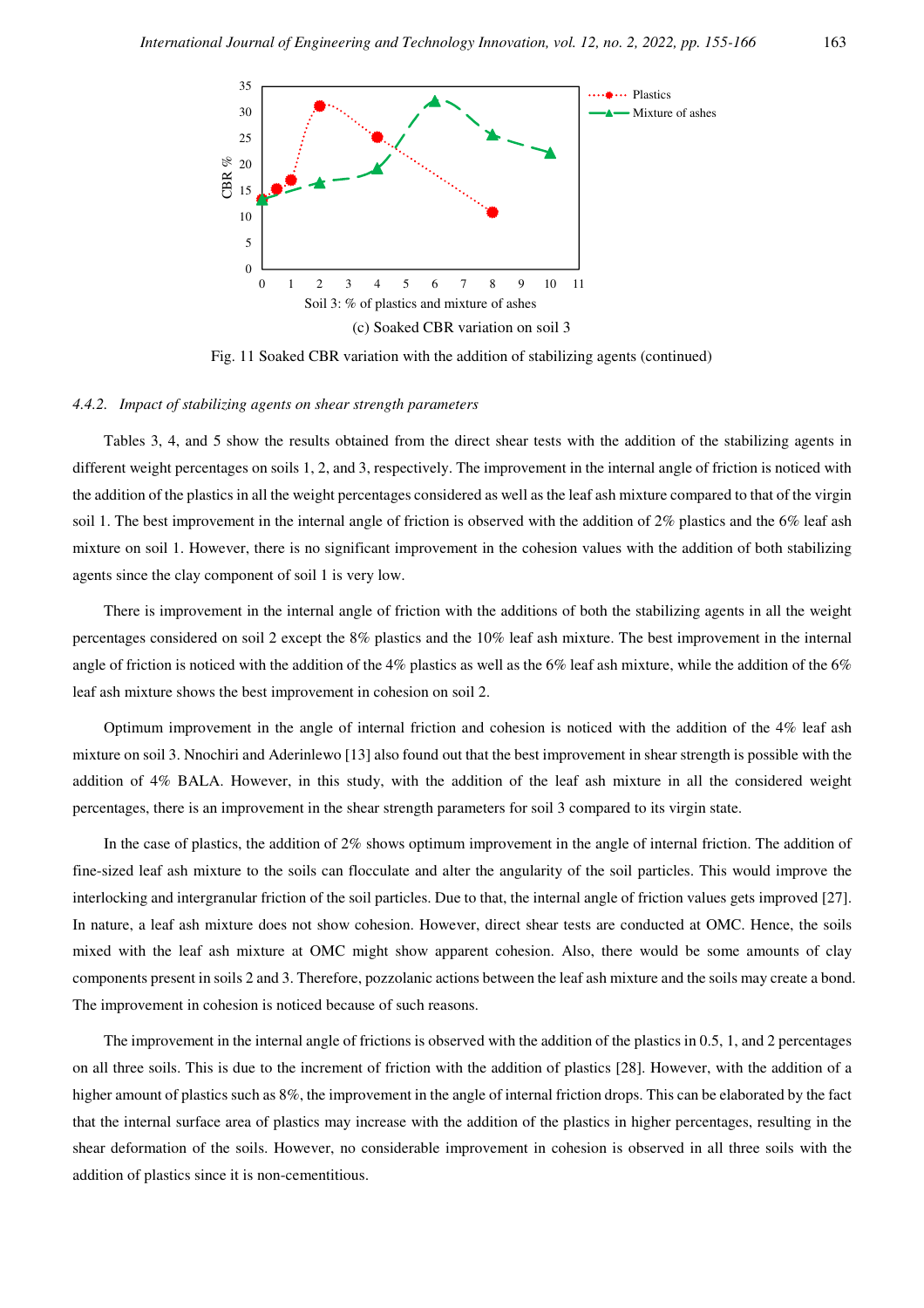(c) Soaked CBR variation on soil 3

Fig. 11 Soaked CBR variation with the addition of stabilizing agents (continued)

#### 4.4.2. *Impact of stabilizing agents on shear strength parameters*

Tables 3, 4, and 5 show the results obtained from the direct shear tests with the addition of the stabilizing agents in different weight percentages on soils 1, 2, and 3, respectively. The improvement in the internal angle of friction is noticed with the addition of the plastics in all the weight percentages considered as well as the leaf ash mixture compared to that of the virgin soil 1. The best improvement in the internal angle of friction is observed with the addition of 2% plastics and the 6% leaf ash mixture on soil 1. However, there is no significant improvement in the cohesion values with the addition of both stabilizing agents since the clay component of soil 1 is very low.

There is improvement in the internal angle of friction with the additions of both the stabilizing agents in all the weight percentages considered on soil 2 except the 8% plastics and the 10% leaf ash mixture. The best improvement in the internal angle of friction is noticed with the addition of the 4% plastics as well as the 6% leaf ash mixture, while the addition of the 6% leaf ash mixture shows the best improvement in cohesion on soil 2.

Optimum improvement in the angle of internal friction and cohesion is noticed with the addition of the 4% leaf ash mixture on soil 3. Nnochiri and Aderinlewo [13] also found out that the best improvement in shear strength is possible with the addition of 4% BALA. However, in this study, with the addition of the leaf ash mixture in all the considered weight percentages, there is an improvement in the shear strength parameters for soil 3 compared to its virgin state.

In the case of plastics, the addition of 2% shows optimum improvement in the angle of internal friction. The addition of fine-sized leaf ash mixture to the soils can flocculate and alter the angularity of the soil particles. This would improve the interlocking and intergranular friction of the soil particles. Due to that, the internal angle of friction values gets improved [27]. In nature, a leaf ash mixture does not show cohesion. However, direct shear tests are conducted at OMC. Hence, the soils mixed with the leaf ash mixture at OMC might show apparent cohesion. Also, there would be some amounts of clay components present in soils 2 and 3. Therefore, pozzolanic actions between the leaf ash mixture and the soils may create a bond. The improvement in cohesion is noticed because of such reasons.

The improvement in the internal angle of frictions is observed with the addition of the plastics in 0.5, 1, and 2 percentages on all three soils. This is due to the increment of friction with the addition of plastics [28]. However, with the addition of a higher amount of plastics such as 8%, the improvement in the angle of internal friction drops. This can be elaborated by the fact that the internal surface area of plastics may increase with the addition of the plastics in higher percentages, resulting in the shear deformation of the soils. However, no considerable improvement in cohesion is observed in all three soils with the addition of plastics since it is non-cementitious.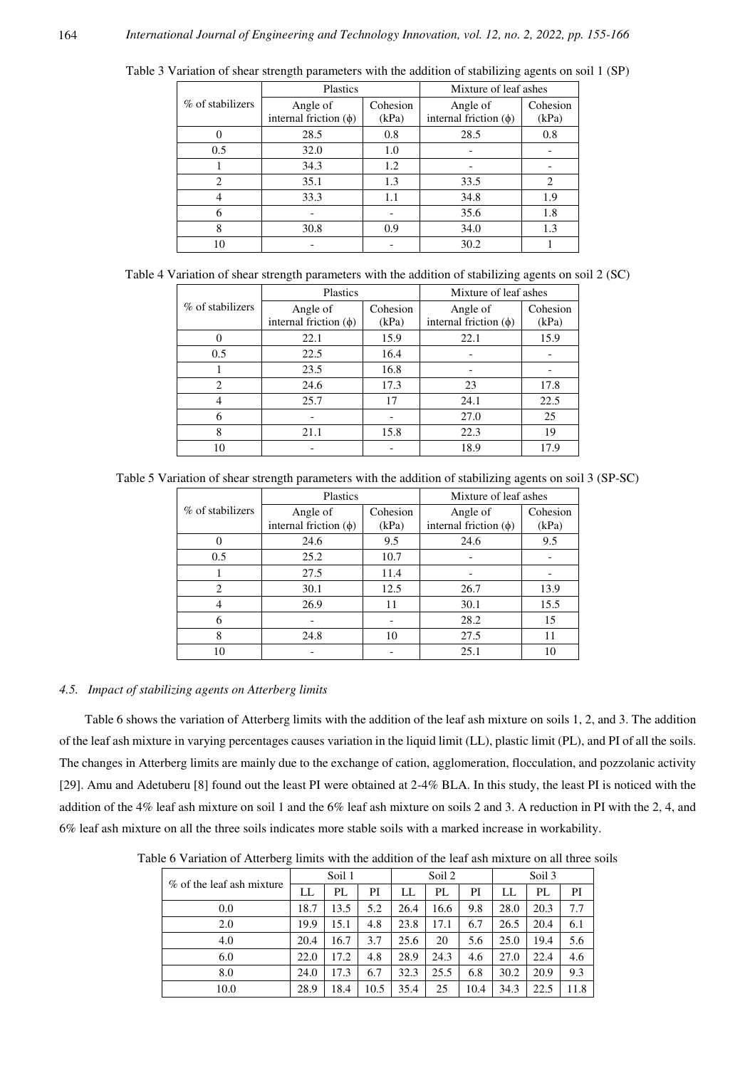Table 3 Variation of shear strength parameters with the addition of stabilizing agents on soil 1 (SP)

| % of stabilizers | Plastics | | Mixture of leaf ashes | |
|---|---|---|---|---|
| | Angle of internal friction (ϕ) | Cohesion (kPa) | Angle of internal friction (ϕ) | Cohesion (kPa) |
| 0 | 28.5 | 0.8 | 28.5 | 0.8 |
| 0.5 | 32.0 | 1.0 | - | - |
| 1 | 34.3 | 1.2 | - | - |
| 2 | 35.1 | 1.3 | 33.5 | 2 |
| 4 | 33.3 | 1.1 | 34.8 | 1.9 |
| 6 | - | - | 35.6 | 1.8 |
| 8 | 30.8 | 0.9 | 34.0 | 1.3 |
| 10 | - | - | 30.2 | 1 |

Table 4 Variation of shear strength parameters with the addition of stabilizing agents on soil 2 (SC)

| % of stabilizers | Plastics | | Mixture of leaf ashes | |
|---|---|---|---|---|
| | Angle of internal friction (ϕ) | Cohesion (kPa) | Angle of internal friction (ϕ) | Cohesion (kPa) |
| 0 | 22.1 | 15.9 | 22.1 | 15.9 |
| 0.5 | 22.5 | 16.4 | - | - |
| 1 | 23.5 | 16.8 | - | - |
| 2 | 24.6 | 17.3 | 23 | 17.8 |
| 4 | 25.7 | 17 | 24.1 | 22.5 |
| 6 | - | - | 27.0 | 25 |
| 8 | 21.1 | 15.8 | 22.3 | 19 |
| 10 | - | - | 18.9 | 17.9 |

Table 5 Variation of shear strength parameters with the addition of stabilizing agents on soil 3 (SP-SC)

| % of stabilizers | Plastics | | Mixture of leaf ashes | |
|---|---|---|---|---|
| | Angle of internal friction (ϕ) | Cohesion (kPa) | Angle of internal friction (ϕ) | Cohesion (kPa) |
| 0 | 24.6 | 9.5 | 24.6 | 9.5 |
| 0.5 | 25.2 | 10.7 | - | - |
| 1 | 27.5 | 11.4 | - | - |
| 2 | 30.1 | 12.5 | 26.7 | 13.9 |
| 4 | 26.9 | 11 | 30.1 | 15.5 |
| 6 | - | - | 28.2 | 15 |
| 8 | 24.8 | 10 | 27.5 | 11 |
| 10 | - | - | 25.1 | 10 |

### *4.5. Impact of stabilizing agents on Atterberg limits*

Table 6 shows the variation of Atterberg limits with the addition of the leaf ash mixture on soils 1, 2, and 3. The addition of the leaf ash mixture in varying percentages causes variation in the liquid limit (LL), plastic limit (PL), and PI of all the soils. The changes in Atterberg limits are mainly due to the exchange of cation, agglomeration, flocculation, and pozzolanic activity [29]. Amu and Adetuberu [8] found out the least PI were obtained at 2-4% BLA. In this study, the least PI is noticed with the addition of the 4% leaf ash mixture on soil 1 and the 6% leaf ash mixture on soils 2 and 3. A reduction in PI with the 2, 4, and 6% leaf ash mixture on all the three soils indicates more stable soils with a marked increase in workability.

Table 6 Variation of Atterberg limits with the addition of the leaf ash mixture on all three soils

| % of the leaf ash mixture | Soil 1 | | | Soil 2 | | | Soil 3 | | |
|---|---|---|---|---|---|---|---|---|---|
| | LL | PL | PI | LL | PL | PI | LL | PL | PI |
| 0.0 | 18.7 | 13.5 | 5.2 | 26.4 | 16.6 | 9.8 | 28.0 | 20.3 | 7.7 |
| 2.0 | 19.9 | 15.1 | 4.8 | 23.8 | 17.1 | 6.7 | 26.5 | 20.4 | 6.1 |
| 4.0 | 20.4 | 16.7 | 3.7 | 25.6 | 20 | 5.6 | 25.0 | 19.4 | 5.6 |
| 6.0 | 22.0 | 17.2 | 4.8 | 28.9 | 24.3 | 4.6 | 27.0 | 22.4 | 4.6 |
| 8.0 | 24.0 | 17.3 | 6.7 | 32.3 | 25.5 | 6.8 | 30.2 | 20.9 | 9.3 |
| 10.0 | 28.9 | 18.4 | 10.5 | 35.4 | 25 | 10.4 | 34.3 | 22.5 | 11.8 |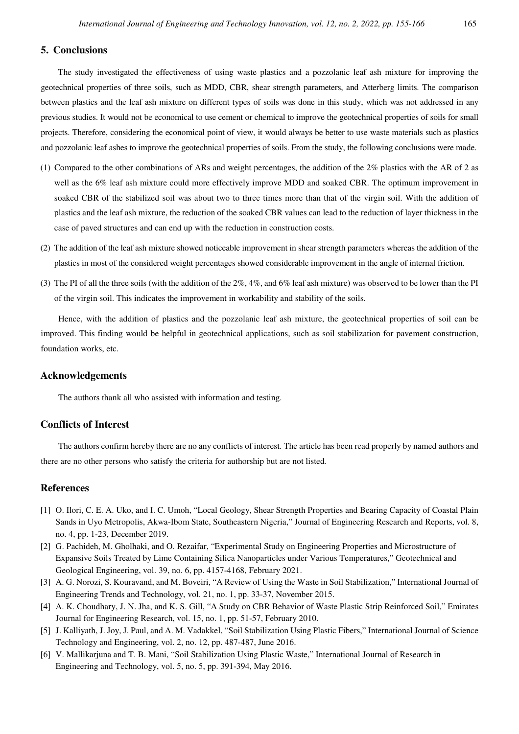## 5. Conclusions

The study investigated the effectiveness of using waste plastics and a pozzolanic leaf ash mixture for improving the geotechnical properties of three soils, such as MDD, CBR, shear strength parameters, and Atterberg limits. The comparison between plastics and the leaf ash mixture on different types of soils was done in this study, which was not addressed in any previous studies. It would not be economical to use cement or chemical to improve the geotechnical properties of soils for small projects. Therefore, considering the economical point of view, it would always be better to use waste materials such as plastics and pozzolanic leaf ashes to improve the geotechnical properties of soils. From the study, the following conclusions were made.

(1) Compared to the other combinations of ARs and weight percentages, the addition of the 2% plastics with the AR of 2 as well as the 6% leaf ash mixture could more effectively improve MDD and soaked CBR. The optimum improvement in soaked CBR of the stabilized soil was about two to three times more than that of the virgin soil. With the addition of plastics and the leaf ash mixture, the reduction of the soaked CBR values can lead to the reduction of layer thickness in the case of paved structures and can end up with the reduction in construction costs.

(2) The addition of the leaf ash mixture showed noticeable improvement in shear strength parameters whereas the addition of the plastics in most of the considered weight percentages showed considerable improvement in the angle of internal friction.

(3) The PI of all the three soils (with the addition of the 2%, 4%, and 6% leaf ash mixture) was observed to be lower than the PI of the virgin soil. This indicates the improvement in workability and stability of the soils.

Hence, with the addition of plastics and the pozzolanic leaf ash mixture, the geotechnical properties of soil can be improved. This finding would be helpful in geotechnical applications, such as soil stabilization for pavement construction, foundation works, etc.

## Acknowledgements

The authors thank all who assisted with information and testing.

## Conflicts of Interest

The authors confirm hereby there are no any conflicts of interest. The article has been read properly by named authors and there are no other persons who satisfy the criteria for authorship but are not listed.

## References

[1] O. Ilori, C. E. A. Uko, and I. C. Umoh, "Local Geology, Shear Strength Properties and Bearing Capacity of Coastal Plain Sands in Uyo Metropolis, Akwa-Ibom State, Southeastern Nigeria," Journal of Engineering Research and Reports, vol. 8, no. 4, pp. 1-23, December 2019.

[2] G. Pachideh, M. Gholhaki, and O. Rezaifar, "Experimental Study on Engineering Properties and Microstructure of Expansive Soils Treated by Lime Containing Silica Nanoparticles under Various Temperatures," Geotechnical and Geological Engineering, vol. 39, no. 6, pp. 4157-4168, February 2021.

[3] A. G. Norozi, S. Kouravand, and M. Boveiri, "A Review of Using the Waste in Soil Stabilization," International Journal of Engineering Trends and Technology, vol. 21, no. 1, pp. 33-37, November 2015.

[4] A. K. Choudhary, J. N. Jha, and K. S. Gill, "A Study on CBR Behavior of Waste Plastic Strip Reinforced Soil," Emirates Journal for Engineering Research, vol. 15, no. 1, pp. 51-57, February 2010.

[5] J. Kalliyath, J. Joy, J. Paul, and A. M. Vadakkel, "Soil Stabilization Using Plastic Fibers," International Journal of Science Technology and Engineering, vol. 2, no. 12, pp. 487-487, June 2016.

[6] V. Mallikarjuna and T. B. Mani, "Soil Stabilization Using Plastic Waste," International Journal of Research in Engineering and Technology, vol. 5, no. 5, pp. 391-394, May 2016.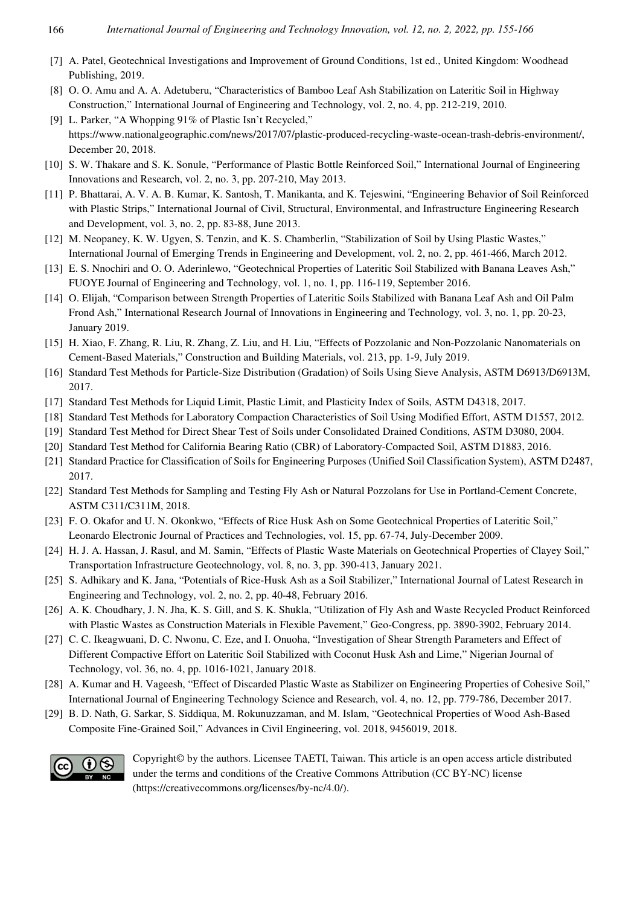[7] A. Patel, Geotechnical Investigations and Improvement of Ground Conditions, 1st ed., United Kingdom: Woodhead Publishing, 2019.

[8] O. O. Amu and A. A. Adetuberu, "Characteristics of Bamboo Leaf Ash Stabilization on Lateritic Soil in Highway Construction," International Journal of Engineering and Technology, vol. 2, no. 4, pp. 212-219, 2010.

[9] L. Parker, "A Whopping 91% of Plastic Isn't Recycled," https://www.nationalgeographic.com/news/2017/07/plastic-produced-recycling-waste-ocean-trash-debris-environment/, December 20, 2018.

[10] S. W. Thakare and S. K. Sonule, "Performance of Plastic Bottle Reinforced Soil," International Journal of Engineering Innovations and Research, vol. 2, no. 3, pp. 207-210, May 2013.

[11] P. Bhattarai, A. V. A. B. Kumar, K. Santosh, T. Manikanta, and K. Tejeswini, "Engineering Behavior of Soil Reinforced with Plastic Strips," International Journal of Civil, Structural, Environmental, and Infrastructure Engineering Research and Development, vol. 3, no. 2, pp. 83-88, June 2013.

[12] M. Neopaney, K. W. Ugyen, S. Tenzin, and K. S. Chamberlin, "Stabilization of Soil by Using Plastic Wastes," International Journal of Emerging Trends in Engineering and Development, vol. 2, no. 2, pp. 461-466, March 2012.

[13] E. S. Nnochiri and O. O. Aderinlewo, "Geotechnical Properties of Lateritic Soil Stabilized with Banana Leaves Ash," FUOYE Journal of Engineering and Technology, vol. 1, no. 1, pp. 116-119, September 2016.

[14] O. Elijah, "Comparison between Strength Properties of Lateritic Soils Stabilized with Banana Leaf Ash and Oil Palm Frond Ash," International Research Journal of Innovations in Engineering and Technology, vol. 3, no. 1, pp. 20-23, January 2019.

[15] H. Xiao, F. Zhang, R. Liu, R. Zhang, Z. Liu, and H. Liu, "Effects of Pozzolanic and Non-Pozzolanic Nanomaterials on Cement-Based Materials," Construction and Building Materials, vol. 213, pp. 1-9, July 2019.

[16] Standard Test Methods for Particle-Size Distribution (Gradation) of Soils Using Sieve Analysis, ASTM D6913/D6913M, 2017.

[17] Standard Test Methods for Liquid Limit, Plastic Limit, and Plasticity Index of Soils, ASTM D4318, 2017.

[18] Standard Test Methods for Laboratory Compaction Characteristics of Soil Using Modified Effort, ASTM D1557, 2012.

[19] Standard Test Method for Direct Shear Test of Soils under Consolidated Drained Conditions, ASTM D3080, 2004.

[20] Standard Test Method for California Bearing Ratio (CBR) of Laboratory-Compacted Soil, ASTM D1883, 2016.

[21] Standard Practice for Classification of Soils for Engineering Purposes (Unified Soil Classification System), ASTM D2487, 2017.

[22] Standard Test Methods for Sampling and Testing Fly Ash or Natural Pozzolans for Use in Portland-Cement Concrete, ASTM C311/C311M, 2018.

[23] F. O. Okafor and U. N. Okonkwo, "Effects of Rice Husk Ash on Some Geotechnical Properties of Lateritic Soil," Leonardo Electronic Journal of Practices and Technologies, vol. 15, pp. 67-74, July-December 2009.

[24] H. J. A. Hassan, J. Rasul, and M. Samin, "Effects of Plastic Waste Materials on Geotechnical Properties of Clayey Soil," Transportation Infrastructure Geotechnology, vol. 8, no. 3, pp. 390-413, January 2021.

[25] S. Adhikary and K. Jana, "Potentials of Rice-Husk Ash as a Soil Stabilizer," International Journal of Latest Research in Engineering and Technology, vol. 2, no. 2, pp. 40-48, February 2016.

[26] A. K. Choudhary, J. N. Jha, K. S. Gill, and S. K. Shukla, "Utilization of Fly Ash and Waste Recycled Product Reinforced with Plastic Wastes as Construction Materials in Flexible Pavement," Geo-Congress, pp. 3890-3902, February 2014.

[27] C. C. Ikeagwuani, D. C. Nwonu, C. Eze, and I. Onuoha, "Investigation of Shear Strength Parameters and Effect of Different Compactive Effort on Lateritic Soil Stabilized with Coconut Husk Ash and Lime," Nigerian Journal of Technology, vol. 36, no. 4, pp. 1016-1021, January 2018.

[28] A. Kumar and H. Vageesh, "Effect of Discarded Plastic Waste as Stabilizer on Engineering Properties of Cohesive Soil," International Journal of Engineering Technology Science and Research, vol. 4, no. 12, pp. 779-786, December 2017.

[29] B. D. Nath, G. Sarkar, S. Siddiqua, M. Rokunuzzaman, and M. Islam, "Geotechnical Properties of Wood Ash-Based Composite Fine-Grained Soil," Advances in Civil Engineering, vol. 2018, 9456019, 2018.

Copyright© by the authors. Licensee TAETI, Taiwan. This article is an open access article distributed under the terms and conditions of the Creative Commons Attribution (CC BY-NC) license (https://creativecommons.org/licenses/by-nc/4.0/).